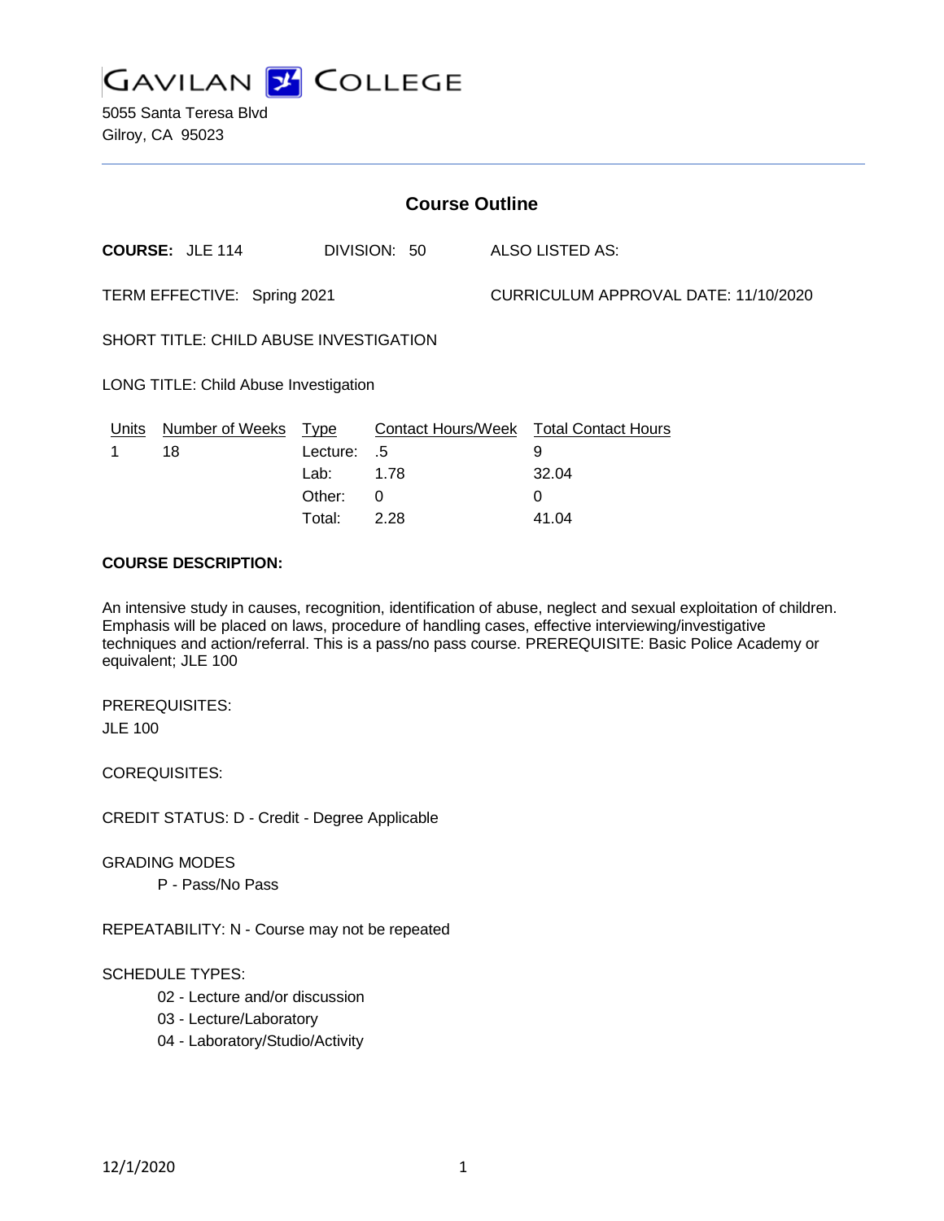# GAVILAN COLLEGE

5055 Santa Teresa Blvd
Gilroy, CA 95023

## Course Outline

**COURSE:** JLE 114 DIVISION: 50 ALSO LISTED AS:

TERM EFFECTIVE: Spring 2021 CURRICULUM APPROVAL DATE: 11/10/2020

SHORT TITLE: CHILD ABUSE INVESTIGATION

LONG TITLE: Child Abuse Investigation

| Units | Number of Weeks | Type | Contact Hours/Week | Total Contact Hours |
|---|---|---|---|---|
| 1 | 18 | Lecture: | .5 | 9 |
| | | Lab: | 1.78 | 32.04 |
| | | Other: | 0 | 0 |
| | | Total: | 2.28 | 41.04 |

**COURSE DESCRIPTION:**

An intensive study in causes, recognition, identification of abuse, neglect and sexual exploitation of children. Emphasis will be placed on laws, procedure of handling cases, effective interviewing/investigative techniques and action/referral. This is a pass/no pass course. PREREQUISITE: Basic Police Academy or equivalent; JLE 100

PREREQUISITES:
JLE 100

COREQUISITES:

CREDIT STATUS: D - Credit - Degree Applicable

GRADING MODES
- P - Pass/No Pass

REPEATABILITY: N - Course may not be repeated

SCHEDULE TYPES:
- 02 - Lecture and/or discussion
- 03 - Lecture/Laboratory
- 04 - Laboratory/Studio/Activity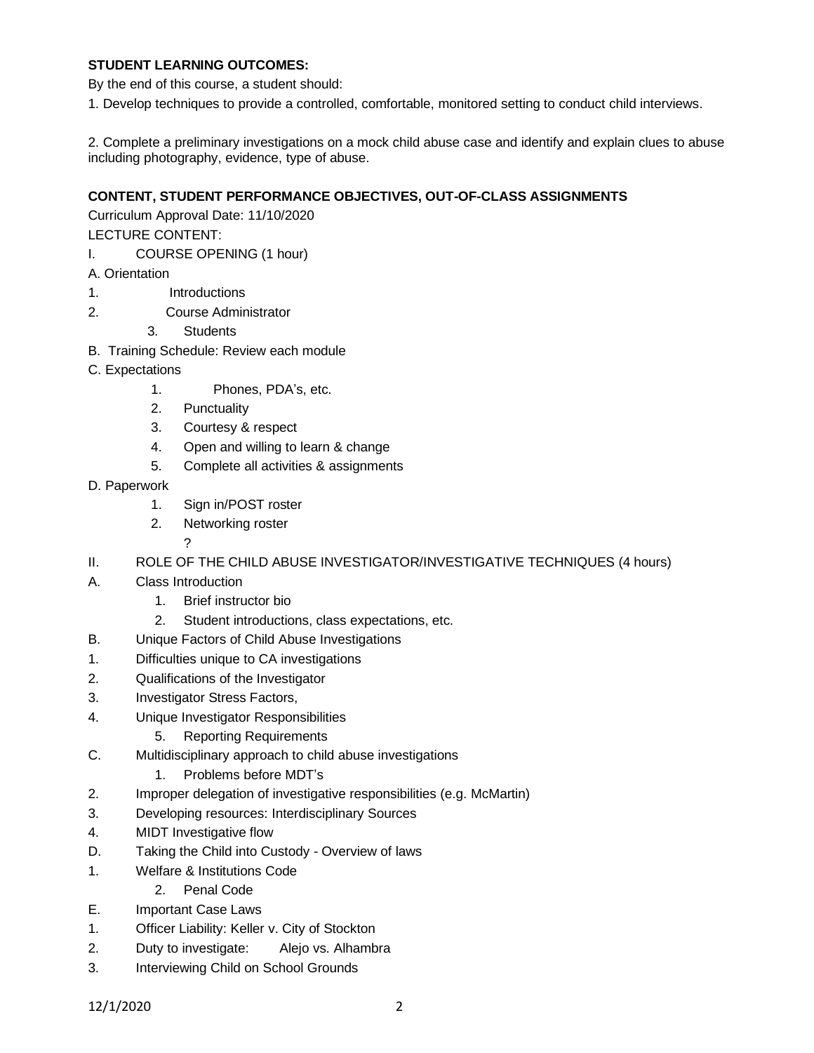**STUDENT LEARNING OUTCOMES:**

By the end of this course, a student should:

1. Develop techniques to provide a controlled, comfortable, monitored setting to conduct child interviews.

2. Complete a preliminary investigations on a mock child abuse case and identify and explain clues to abuse including photography, evidence, type of abuse.

**CONTENT, STUDENT PERFORMANCE OBJECTIVES, OUT-OF-CLASS ASSIGNMENTS**

Curriculum Approval Date: 11/10/2020

LECTURE CONTENT:

I. COURSE OPENING (1 hour)

A. Orientation

1. Introductions
2. Course Administrator
3. Students

B. Training Schedule: Review each module

C. Expectations

1. Phones, PDA's, etc.
2. Punctuality
3. Courtesy & respect
4. Open and willing to learn & change
5. Complete all activities & assignments

D. Paperwork

1. Sign in/POST roster
2. Networking roster

?

II. ROLE OF THE CHILD ABUSE INVESTIGATOR/INVESTIGATIVE TECHNIQUES (4 hours)

A. Class Introduction

1. Brief instructor bio
2. Student introductions, class expectations, etc.

B. Unique Factors of Child Abuse Investigations

1. Difficulties unique to CA investigations
2. Qualifications of the Investigator
3. Investigator Stress Factors,
4. Unique Investigator Responsibilities
5. Reporting Requirements

C. Multidisciplinary approach to child abuse investigations

1. Problems before MDT's
2. Improper delegation of investigative responsibilities (e.g. McMartin)
3. Developing resources: Interdisciplinary Sources
4. MIDT Investigative flow

D. Taking the Child into Custody - Overview of laws

1. Welfare & Institutions Code
2. Penal Code

E. Important Case Laws

1. Officer Liability: Keller v. City of Stockton
2. Duty to investigate: Alejo vs. Alhambra
3. Interviewing Child on School Grounds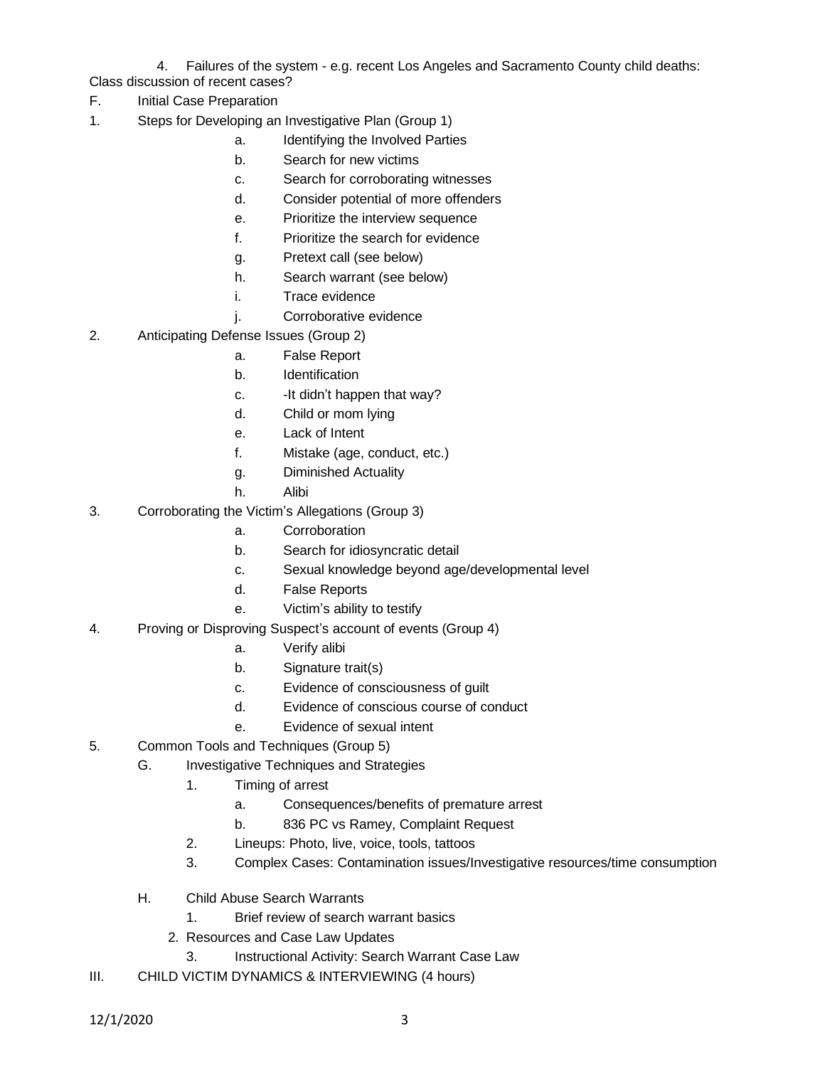4. Failures of the system - e.g. recent Los Angeles and Sacramento County child deaths: Class discussion of recent cases?

F. Initial Case Preparation

1. Steps for Developing an Investigative Plan (Group 1)
   - a. Identifying the Involved Parties
   - b. Search for new victims
   - c. Search for corroborating witnesses
   - d. Consider potential of more offenders
   - e. Prioritize the interview sequence
   - f. Prioritize the search for evidence
   - g. Pretext call (see below)
   - h. Search warrant (see below)
   - i. Trace evidence
   - j. Corroborative evidence
2. Anticipating Defense Issues (Group 2)
   - a. False Report
   - b. Identification
   - c. -It didn't happen that way?
   - d. Child or mom lying
   - e. Lack of Intent
   - f. Mistake (age, conduct, etc.)
   - g. Diminished Actuality
   - h. Alibi
3. Corroborating the Victim's Allegations (Group 3)
   - a. Corroboration
   - b. Search for idiosyncratic detail
   - c. Sexual knowledge beyond age/developmental level
   - d. False Reports
   - e. Victim's ability to testify
4. Proving or Disproving Suspect's account of events (Group 4)
   - a. Verify alibi
   - b. Signature trait(s)
   - c. Evidence of consciousness of guilt
   - d. Evidence of conscious course of conduct
   - e. Evidence of sexual intent
5. Common Tools and Techniques (Group 5)

G. Investigative Techniques and Strategies

1. Timing of arrest
   - a. Consequences/benefits of premature arrest
   - b. 836 PC vs Ramey, Complaint Request
2. Lineups: Photo, live, voice, tools, tattoos
3. Complex Cases: Contamination issues/Investigative resources/time consumption

H. Child Abuse Search Warrants

1. Brief review of search warrant basics
2. Resources and Case Law Updates
3. Instructional Activity: Search Warrant Case Law

III. CHILD VICTIM DYNAMICS & INTERVIEWING (4 hours)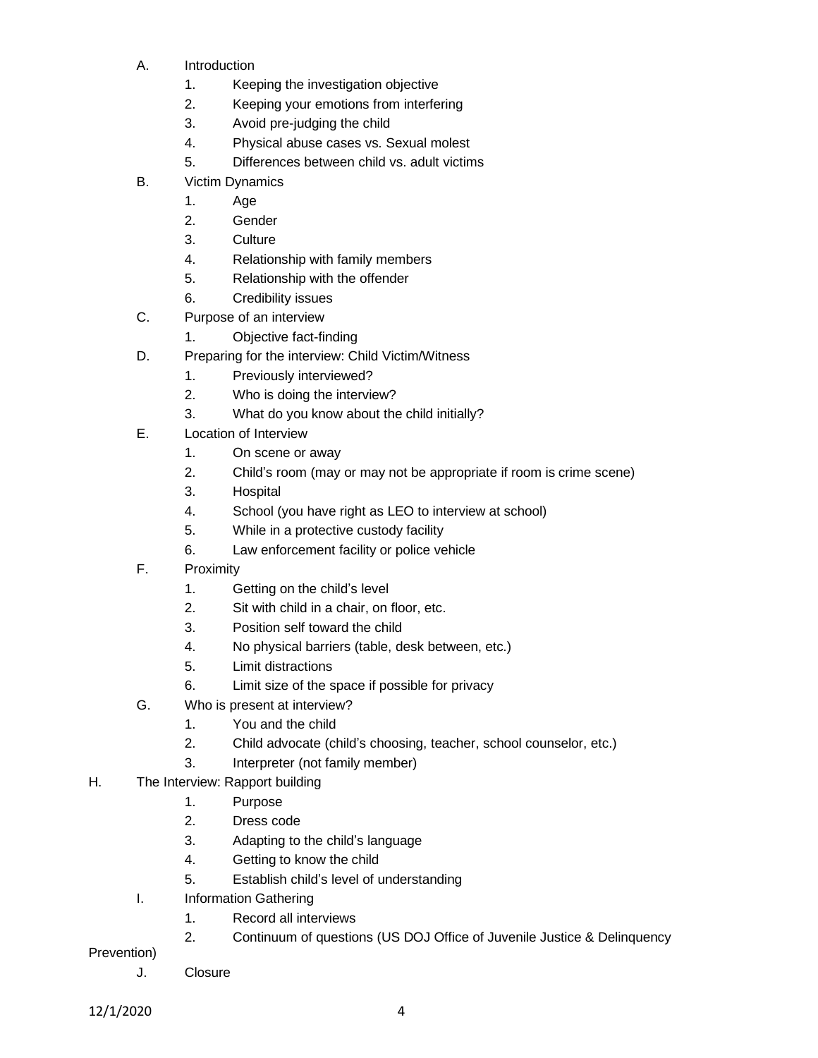A. Introduction
   1. Keeping the investigation objective
   2. Keeping your emotions from interfering
   3. Avoid pre-judging the child
   4. Physical abuse cases vs. Sexual molest
   5. Differences between child vs. adult victims
B. Victim Dynamics
   1. Age
   2. Gender
   3. Culture
   4. Relationship with family members
   5. Relationship with the offender
   6. Credibility issues
C. Purpose of an interview
   1. Objective fact-finding
D. Preparing for the interview: Child Victim/Witness
   1. Previously interviewed?
   2. Who is doing the interview?
   3. What do you know about the child initially?
E. Location of Interview
   1. On scene or away
   2. Child's room (may or may not be appropriate if room is crime scene)
   3. Hospital
   4. School (you have right as LEO to interview at school)
   5. While in a protective custody facility
   6. Law enforcement facility or police vehicle
F. Proximity
   1. Getting on the child's level
   2. Sit with child in a chair, on floor, etc.
   3. Position self toward the child
   4. No physical barriers (table, desk between, etc.)
   5. Limit distractions
   6. Limit size of the space if possible for privacy
G. Who is present at interview?
   1. You and the child
   2. Child advocate (child's choosing, teacher, school counselor, etc.)
   3. Interpreter (not family member)
H. The Interview: Rapport building
   1. Purpose
   2. Dress code
   3. Adapting to the child's language
   4. Getting to know the child
   5. Establish child's level of understanding
I. Information Gathering
   1. Record all interviews
   2. Continuum of questions (US DOJ Office of Juvenile Justice & Delinquency Prevention)
J. Closure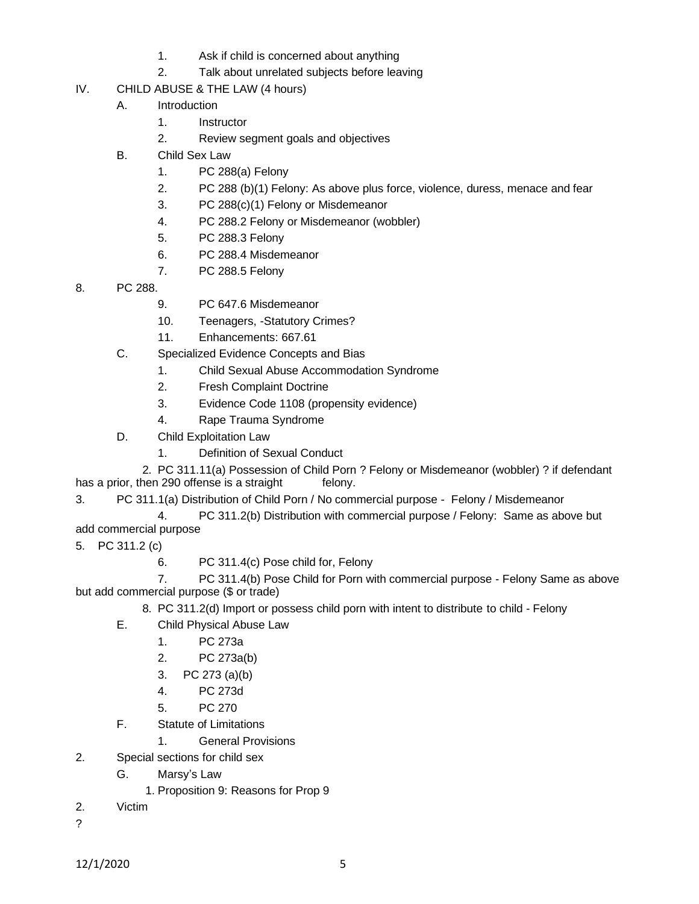1. Ask if child is concerned about anything
2. Talk about unrelated subjects before leaving

IV. CHILD ABUSE & THE LAW (4 hours)

A. Introduction
   1. Instructor
   2. Review segment goals and objectives

B. Child Sex Law
   1. PC 288(a) Felony
   2. PC 288 (b)(1) Felony: As above plus force, violence, duress, menace and fear
   3. PC 288(c)(1) Felony or Misdemeanor
   4. PC 288.2 Felony or Misdemeanor (wobbler)
   5. PC 288.3 Felony
   6. PC 288.4 Misdemeanor
   7. PC 288.5 Felony

8. PC 288.
   9. PC 647.6 Misdemeanor
   10. Teenagers, -Statutory Crimes?
   11. Enhancements: 667.61

C. Specialized Evidence Concepts and Bias
   1. Child Sexual Abuse Accommodation Syndrome
   2. Fresh Complaint Doctrine
   3. Evidence Code 1108 (propensity evidence)
   4. Rape Trauma Syndrome

D. Child Exploitation Law
   1. Definition of Sexual Conduct
   2. PC 311.11(a) Possession of Child Porn ? Felony or Misdemeanor (wobbler) ? if defendant has a prior, then 290 offense is a straight felony.

3. PC 311.1(a) Distribution of Child Porn / No commercial purpose - Felony / Misdemeanor
   4. PC 311.2(b) Distribution with commercial purpose / Felony: Same as above but add commercial purpose

5. PC 311.2 (c)
   6. PC 311.4(c) Pose child for, Felony
   7. PC 311.4(b) Pose Child for Porn with commercial purpose - Felony Same as above but add commercial purpose ($ or trade)
   8. PC 311.2(d) Import or possess child porn with intent to distribute to child - Felony

E. Child Physical Abuse Law
   1. PC 273a
   2. PC 273a(b)
   3. PC 273 (a)(b)
   4. PC 273d
   5. PC 270

F. Statute of Limitations
   1. General Provisions

2. Special sections for child sex

G. Marsy's Law
   1. Proposition 9: Reasons for Prop 9

2. Victim

?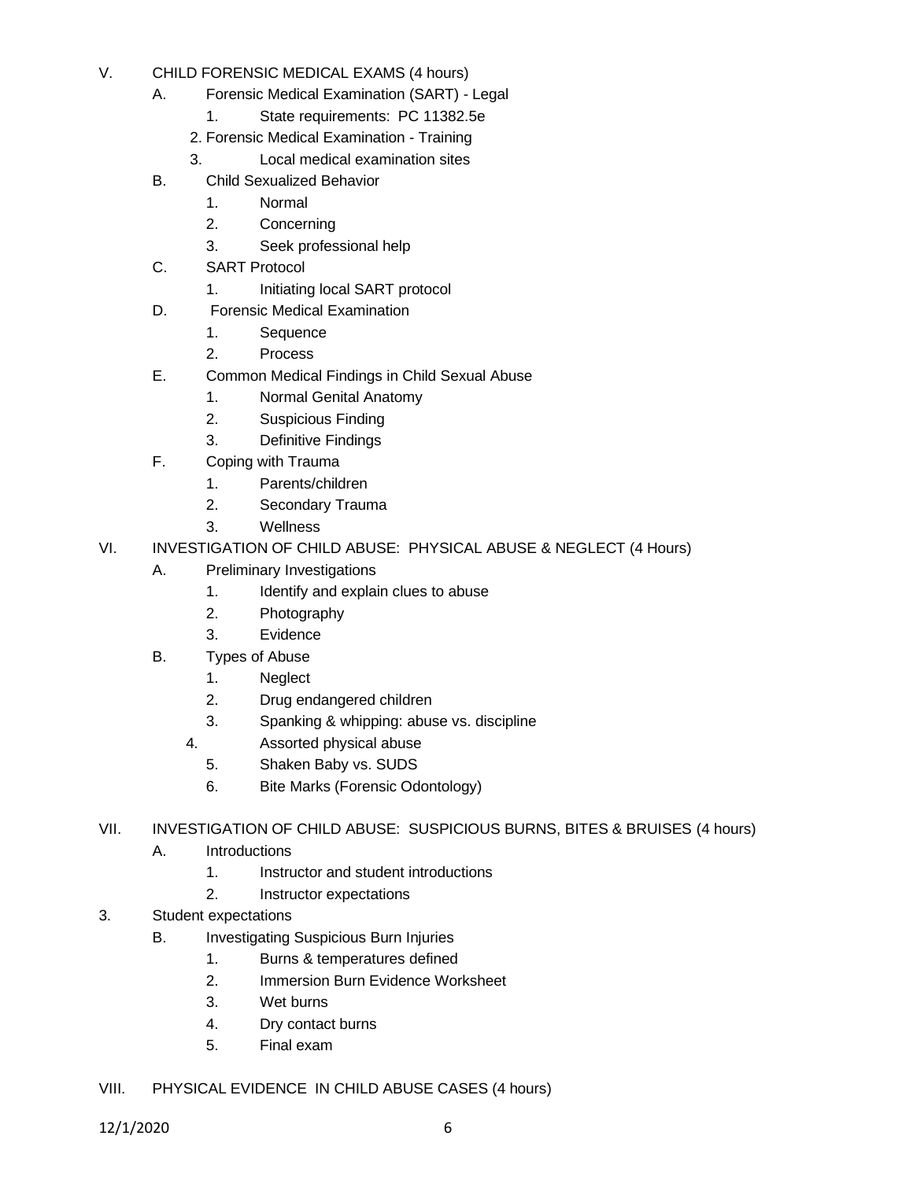V. CHILD FORENSIC MEDICAL EXAMS (4 hours)
   A. Forensic Medical Examination (SART) - Legal
      1. State requirements: PC 11382.5e
      2. Forensic Medical Examination - Training
      3. Local medical examination sites
   B. Child Sexualized Behavior
      1. Normal
      2. Concerning
      3. Seek professional help
   C. SART Protocol
      1. Initiating local SART protocol
   D. Forensic Medical Examination
      1. Sequence
      2. Process
   E. Common Medical Findings in Child Sexual Abuse
      1. Normal Genital Anatomy
      2. Suspicious Finding
      3. Definitive Findings
   F. Coping with Trauma
      1. Parents/children
      2. Secondary Trauma
      3. Wellness

VI. INVESTIGATION OF CHILD ABUSE: PHYSICAL ABUSE & NEGLECT (4 Hours)
   A. Preliminary Investigations
      1. Identify and explain clues to abuse
      2. Photography
      3. Evidence
   B. Types of Abuse
      1. Neglect
      2. Drug endangered children
      3. Spanking & whipping: abuse vs. discipline
      4. Assorted physical abuse
      5. Shaken Baby vs. SUDS
      6. Bite Marks (Forensic Odontology)

VII. INVESTIGATION OF CHILD ABUSE: SUSPICIOUS BURNS, BITES & BRUISES (4 hours)
   A. Introductions
      1. Instructor and student introductions
      2. Instructor expectations

3. Student expectations
   B. Investigating Suspicious Burn Injuries
      1. Burns & temperatures defined
      2. Immersion Burn Evidence Worksheet
      3. Wet burns
      4. Dry contact burns
      5. Final exam

VIII. PHYSICAL EVIDENCE IN CHILD ABUSE CASES (4 hours)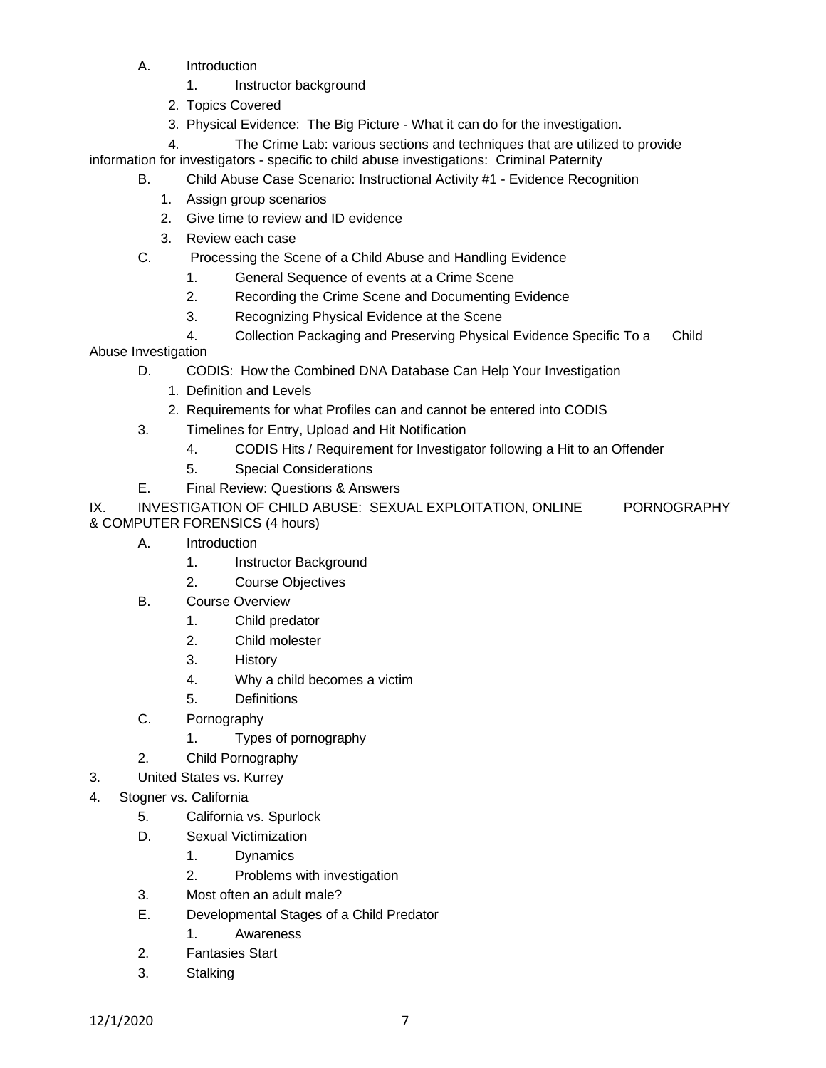A. Introduction
   1. Instructor background
   2. Topics Covered
   3. Physical Evidence: The Big Picture - What it can do for the investigation.
   4. The Crime Lab: various sections and techniques that are utilized to provide information for investigators - specific to child abuse investigations: Criminal Paternity

B. Child Abuse Case Scenario: Instructional Activity #1 - Evidence Recognition
   1. Assign group scenarios
   2. Give time to review and ID evidence
   3. Review each case

C. Processing the Scene of a Child Abuse and Handling Evidence
   1. General Sequence of events at a Crime Scene
   2. Recording the Crime Scene and Documenting Evidence
   3. Recognizing Physical Evidence at the Scene
   4. Collection Packaging and Preserving Physical Evidence Specific To a Child Abuse Investigation

D. CODIS: How the Combined DNA Database Can Help Your Investigation
   1. Definition and Levels
   2. Requirements for what Profiles can and cannot be entered into CODIS
   3. Timelines for Entry, Upload and Hit Notification
   4. CODIS Hits / Requirement for Investigator following a Hit to an Offender
   5. Special Considerations

E. Final Review: Questions & Answers

IX. INVESTIGATION OF CHILD ABUSE: SEXUAL EXPLOITATION, ONLINE PORNOGRAPHY & COMPUTER FORENSICS (4 hours)

A. Introduction
   1. Instructor Background
   2. Course Objectives

B. Course Overview
   1. Child predator
   2. Child molester
   3. History
   4. Why a child becomes a victim
   5. Definitions

C. Pornography
   1. Types of pornography
   2. Child Pornography
   3. United States vs. Kurrey
   4. Stogner vs. California
   5. California vs. Spurlock

D. Sexual Victimization
   1. Dynamics
   2. Problems with investigation
   3. Most often an adult male?

E. Developmental Stages of a Child Predator
   1. Awareness
   2. Fantasies Start
   3. Stalking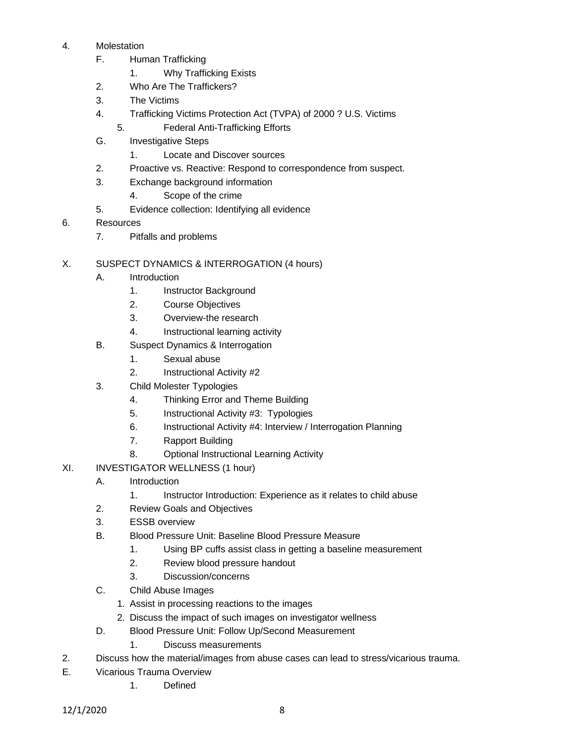4. Molestation
   - F. Human Trafficking
     1. Why Trafficking Exists
   2. Who Are The Traffickers?
   3. The Victims
   4. Trafficking Victims Protection Act (TVPA) of 2000 ? U.S. Victims
   5. Federal Anti-Trafficking Efforts
   - G. Investigative Steps
     1. Locate and Discover sources
   2. Proactive vs. Reactive: Respond to correspondence from suspect.
   3. Exchange background information
     4. Scope of the crime
   5. Evidence collection: Identifying all evidence
6. Resources
   7. Pitfalls and problems

X. SUSPECT DYNAMICS & INTERROGATION (4 hours)
   - A. Introduction
     1. Instructor Background
     2. Course Objectives
     3. Overview-the research
     4. Instructional learning activity
   - B. Suspect Dynamics & Interrogation
     1. Sexual abuse
     2. Instructional Activity #2
   3. Child Molester Typologies
     4. Thinking Error and Theme Building
     5. Instructional Activity #3: Typologies
     6. Instructional Activity #4: Interview / Interrogation Planning
     7. Rapport Building
     8. Optional Instructional Learning Activity

XI. INVESTIGATOR WELLNESS (1 hour)
   - A. Introduction
     1. Instructor Introduction: Experience as it relates to child abuse
   2. Review Goals and Objectives
   3. ESSB overview
   - B. Blood Pressure Unit: Baseline Blood Pressure Measure
     1. Using BP cuffs assist class in getting a baseline measurement
     2. Review blood pressure handout
     3. Discussion/concerns
   - C. Child Abuse Images
     1. Assist in processing reactions to the images
     2. Discuss the impact of such images on investigator wellness
   - D. Blood Pressure Unit: Follow Up/Second Measurement
     1. Discuss measurements
2. Discuss how the material/images from abuse cases can lead to stress/vicarious trauma.
E. Vicarious Trauma Overview
   1. Defined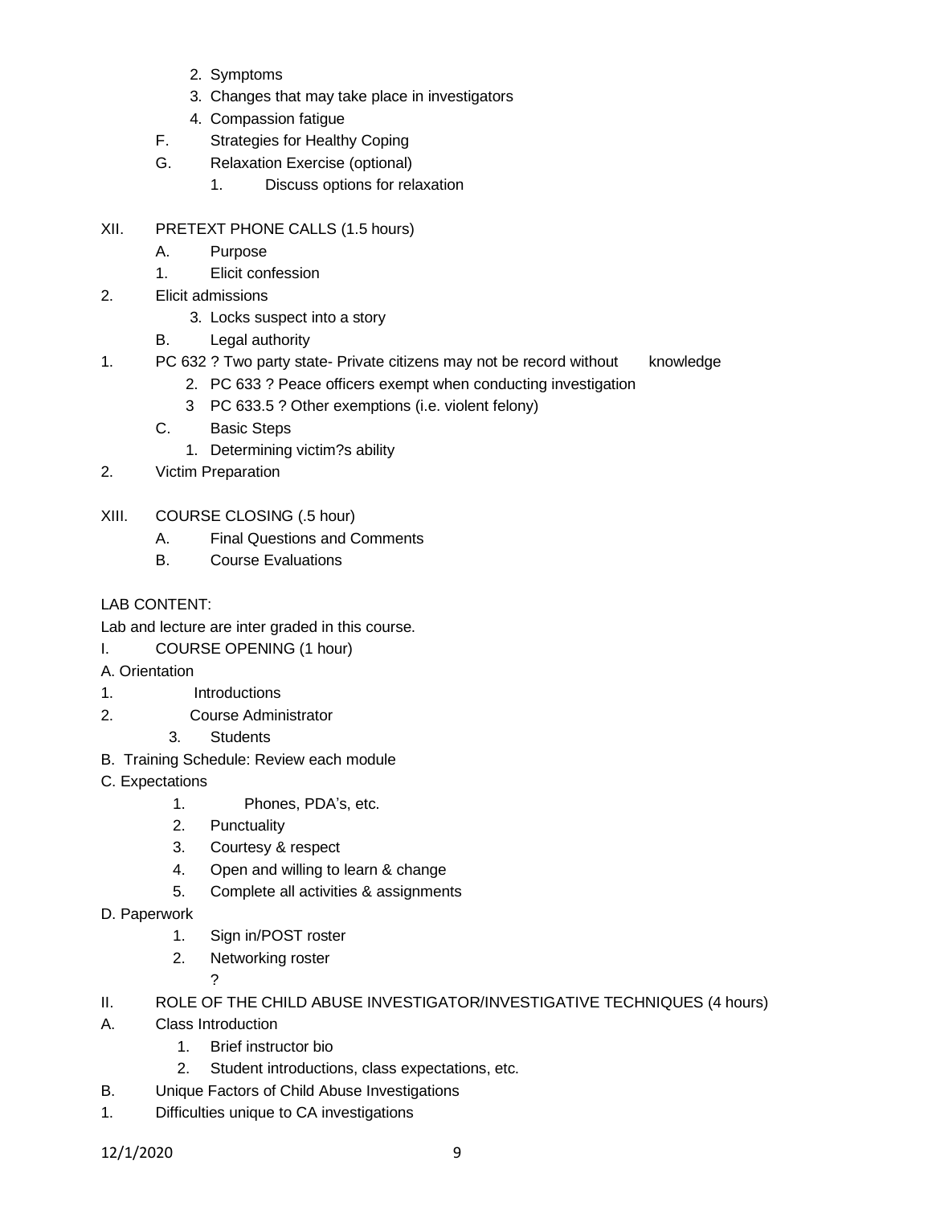2. Symptoms
3. Changes that may take place in investigators
4. Compassion fatigue

F. Strategies for Healthy Coping

G. Relaxation Exercise (optional)

1. Discuss options for relaxation

XII. PRETEXT PHONE CALLS (1.5 hours)

A. Purpose

1. Elicit confession
2. Elicit admissions
3. Locks suspect into a story

B. Legal authority

1. PC 632 ? Two party state- Private citizens may not be record without knowledge
2. PC 633 ? Peace officers exempt when conducting investigation
3 PC 633.5 ? Other exemptions (i.e. violent felony)

C. Basic Steps

1. Determining victim?s ability
2. Victim Preparation

XIII. COURSE CLOSING (.5 hour)

A. Final Questions and Comments

B. Course Evaluations

LAB CONTENT:

Lab and lecture are inter graded in this course.

I. COURSE OPENING (1 hour)

A. Orientation

1. Introductions
2. Course Administrator
3. Students

B. Training Schedule: Review each module

C. Expectations

1. Phones, PDA's, etc.
2. Punctuality
3. Courtesy & respect
4. Open and willing to learn & change
5. Complete all activities & assignments

D. Paperwork

1. Sign in/POST roster
2. Networking roster

?

II. ROLE OF THE CHILD ABUSE INVESTIGATOR/INVESTIGATIVE TECHNIQUES (4 hours)

A. Class Introduction

1. Brief instructor bio
2. Student introductions, class expectations, etc.

B. Unique Factors of Child Abuse Investigations

1. Difficulties unique to CA investigations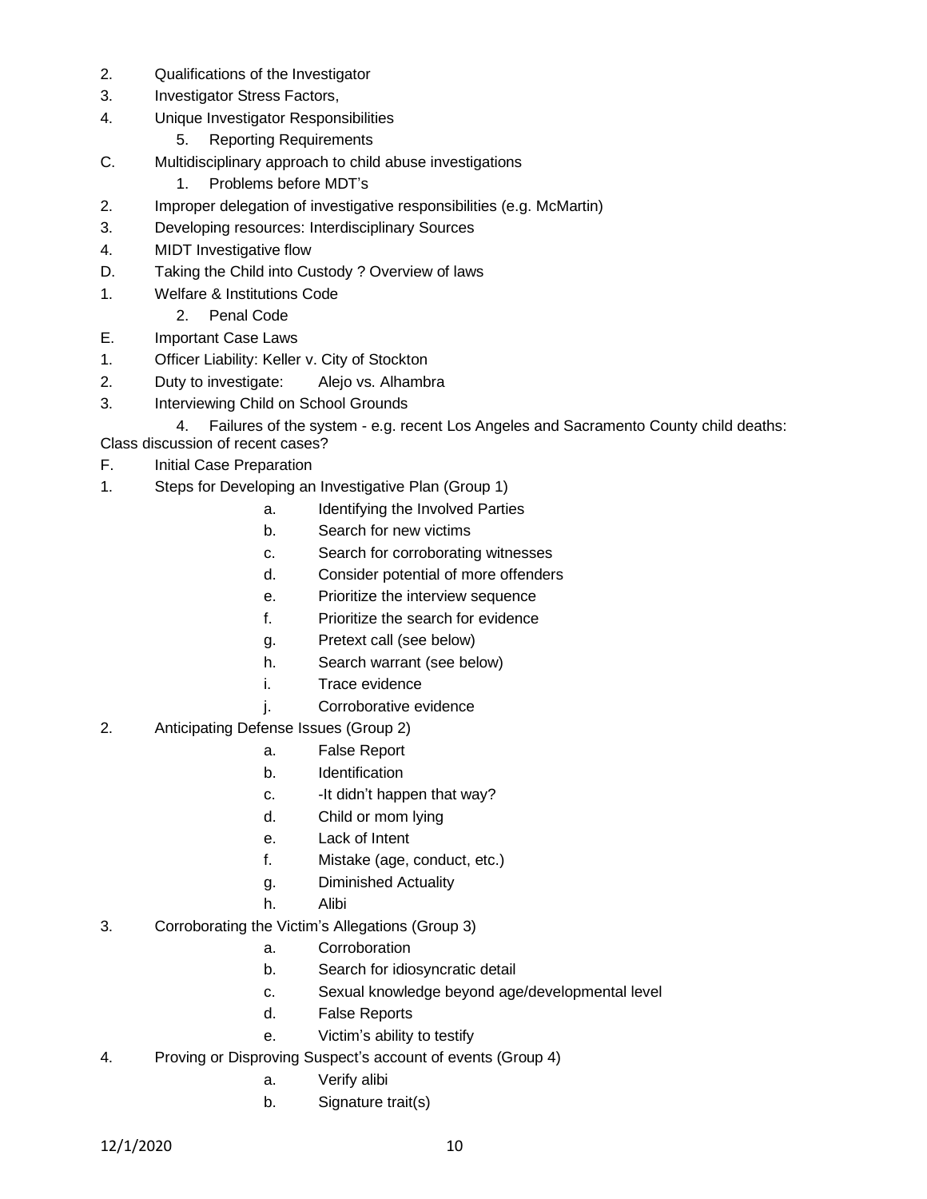2. Qualifications of the Investigator
3. Investigator Stress Factors,
4. Unique Investigator Responsibilities
    5. Reporting Requirements

C. Multidisciplinary approach to child abuse investigations
    1. Problems before MDT's
2. Improper delegation of investigative responsibilities (e.g. McMartin)
3. Developing resources: Interdisciplinary Sources
4. MIDT Investigative flow

D. Taking the Child into Custody ? Overview of laws
1. Welfare & Institutions Code
    2. Penal Code

E. Important Case Laws
1. Officer Liability: Keller v. City of Stockton
2. Duty to investigate: Alejo vs. Alhambra
3. Interviewing Child on School Grounds
    4. Failures of the system - e.g. recent Los Angeles and Sacramento County child deaths: Class discussion of recent cases?

F. Initial Case Preparation
1. Steps for Developing an Investigative Plan (Group 1)
    - a. Identifying the Involved Parties
    - b. Search for new victims
    - c. Search for corroborating witnesses
    - d. Consider potential of more offenders
    - e. Prioritize the interview sequence
    - f. Prioritize the search for evidence
    - g. Pretext call (see below)
    - h. Search warrant (see below)
    - i. Trace evidence
    - j. Corroborative evidence
2. Anticipating Defense Issues (Group 2)
    - a. False Report
    - b. Identification
    - c. -It didn't happen that way?
    - d. Child or mom lying
    - e. Lack of Intent
    - f. Mistake (age, conduct, etc.)
    - g. Diminished Actuality
    - h. Alibi
3. Corroborating the Victim's Allegations (Group 3)
    - a. Corroboration
    - b. Search for idiosyncratic detail
    - c. Sexual knowledge beyond age/developmental level
    - d. False Reports
    - e. Victim's ability to testify
4. Proving or Disproving Suspect's account of events (Group 4)
    - a. Verify alibi
    - b. Signature trait(s)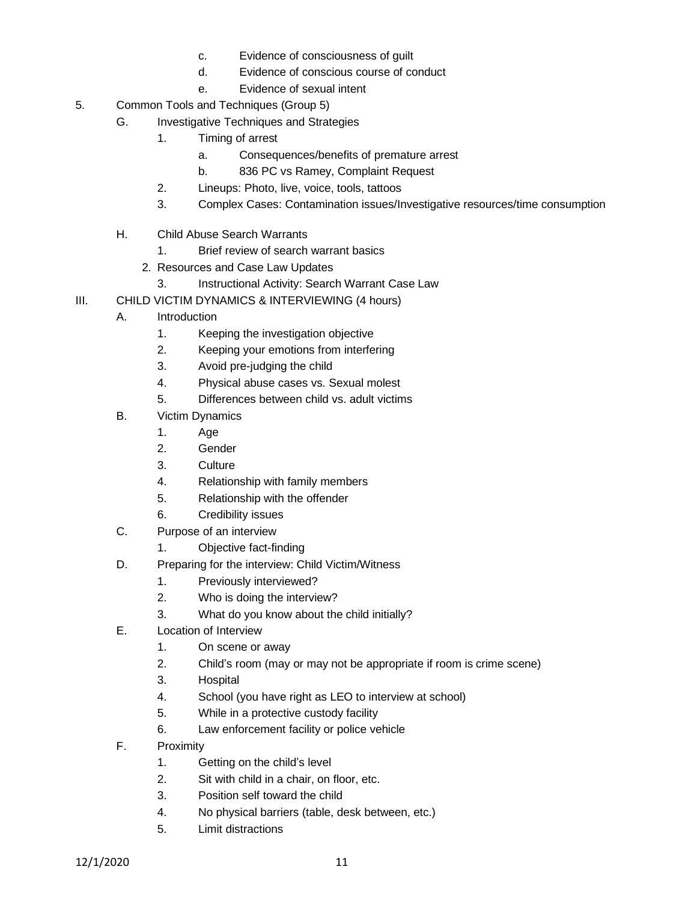- c. Evidence of consciousness of guilt
   - d. Evidence of conscious course of conduct
   - e. Evidence of sexual intent

5. Common Tools and Techniques (Group 5)
   - G. Investigative Techniques and Strategies
     1. Timing of arrest
        - a. Consequences/benefits of premature arrest
        - b. 836 PC vs Ramey, Complaint Request
     2. Lineups: Photo, live, voice, tools, tattoos
     3. Complex Cases: Contamination issues/Investigative resources/time consumption
   - H. Child Abuse Search Warrants
     1. Brief review of search warrant basics
     2. Resources and Case Law Updates
     3. Instructional Activity: Search Warrant Case Law

III. CHILD VICTIM DYNAMICS & INTERVIEWING (4 hours)
   - A. Introduction
     1. Keeping the investigation objective
     2. Keeping your emotions from interfering
     3. Avoid pre-judging the child
     4. Physical abuse cases vs. Sexual molest
     5. Differences between child vs. adult victims
   - B. Victim Dynamics
     1. Age
     2. Gender
     3. Culture
     4. Relationship with family members
     5. Relationship with the offender
     6. Credibility issues
   - C. Purpose of an interview
     1. Objective fact-finding
   - D. Preparing for the interview: Child Victim/Witness
     1. Previously interviewed?
     2. Who is doing the interview?
     3. What do you know about the child initially?
   - E. Location of Interview
     1. On scene or away
     2. Child's room (may or may not be appropriate if room is crime scene)
     3. Hospital
     4. School (you have right as LEO to interview at school)
     5. While in a protective custody facility
     6. Law enforcement facility or police vehicle
   - F. Proximity
     1. Getting on the child's level
     2. Sit with child in a chair, on floor, etc.
     3. Position self toward the child
     4. No physical barriers (table, desk between, etc.)
     5. Limit distractions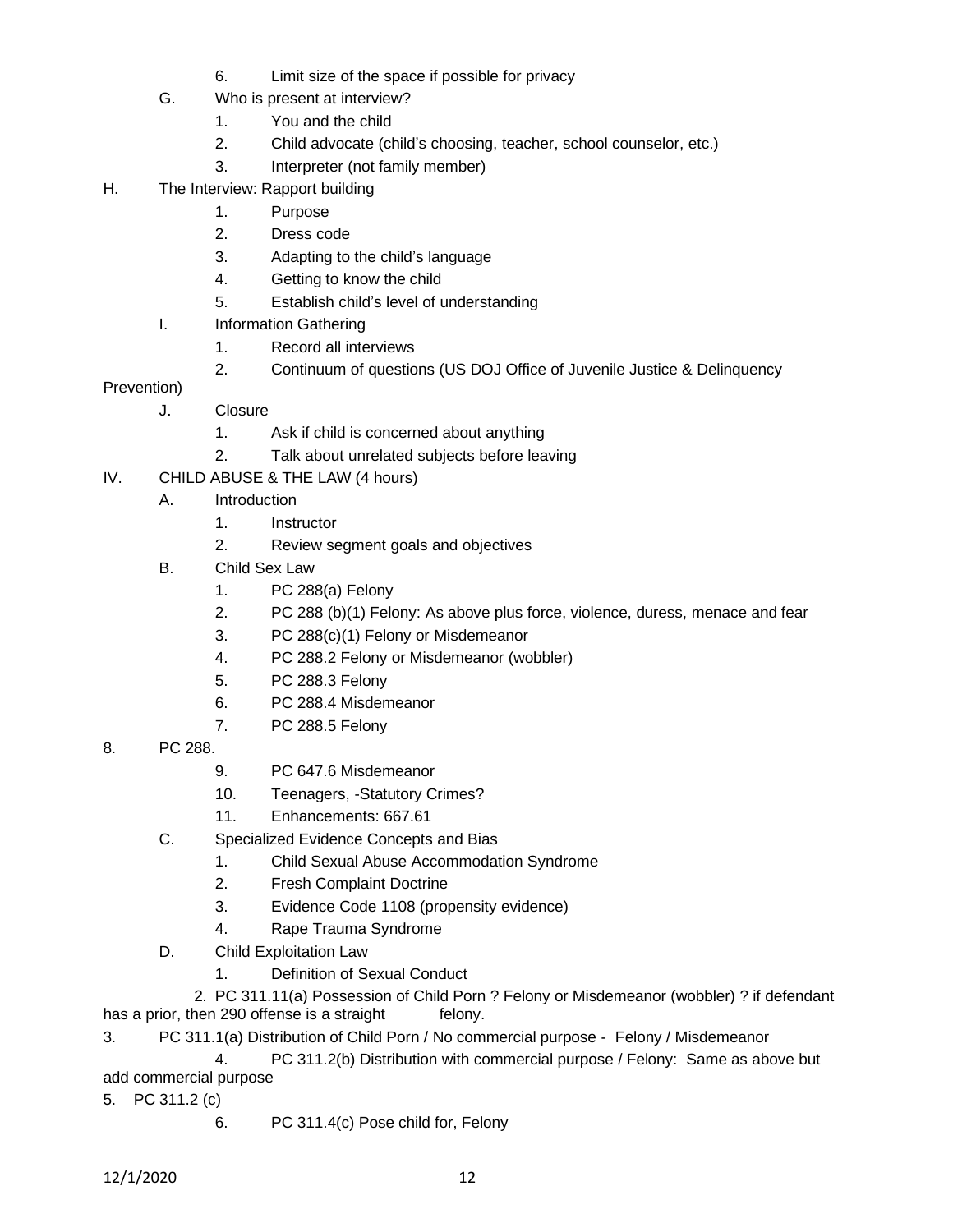6. Limit size of the space if possible for privacy

G. Who is present at interview?
   1. You and the child
   2. Child advocate (child's choosing, teacher, school counselor, etc.)
   3. Interpreter (not family member)

H. The Interview: Rapport building
   1. Purpose
   2. Dress code
   3. Adapting to the child's language
   4. Getting to know the child
   5. Establish child's level of understanding

I. Information Gathering
   1. Record all interviews
   2. Continuum of questions (US DOJ Office of Juvenile Justice & Delinquency Prevention)

J. Closure
   1. Ask if child is concerned about anything
   2. Talk about unrelated subjects before leaving

IV. CHILD ABUSE & THE LAW (4 hours)

A. Introduction
   1. Instructor
   2. Review segment goals and objectives

B. Child Sex Law
   1. PC 288(a) Felony
   2. PC 288 (b)(1) Felony: As above plus force, violence, duress, menace and fear
   3. PC 288(c)(1) Felony or Misdemeanor
   4. PC 288.2 Felony or Misdemeanor (wobbler)
   5. PC 288.3 Felony
   6. PC 288.4 Misdemeanor
   7. PC 288.5 Felony
   8. PC 288.
   9. PC 647.6 Misdemeanor
   10. Teenagers, -Statutory Crimes?
   11. Enhancements: 667.61

C. Specialized Evidence Concepts and Bias
   1. Child Sexual Abuse Accommodation Syndrome
   2. Fresh Complaint Doctrine
   3. Evidence Code 1108 (propensity evidence)
   4. Rape Trauma Syndrome

D. Child Exploitation Law
   1. Definition of Sexual Conduct
   2. PC 311.11(a) Possession of Child Porn ? Felony or Misdemeanor (wobbler) ? if defendant has a prior, then 290 offense is a straight felony.
   3. PC 311.1(a) Distribution of Child Porn / No commercial purpose - Felony / Misdemeanor
   4. PC 311.2(b) Distribution with commercial purpose / Felony: Same as above but add commercial purpose
   5. PC 311.2 (c)
   6. PC 311.4(c) Pose child for, Felony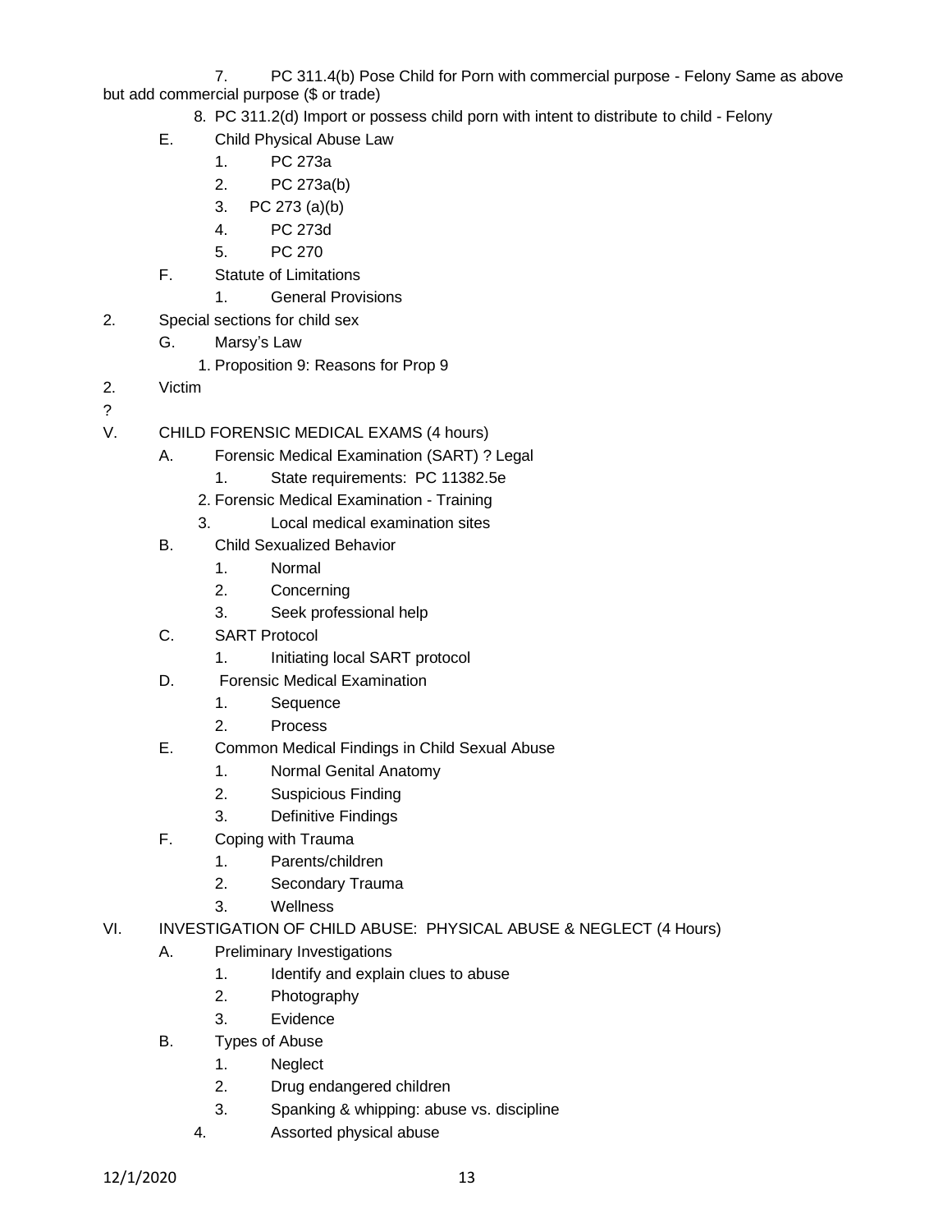7. PC 311.4(b) Pose Child for Porn with commercial purpose - Felony Same as above but add commercial purpose ($ or trade)

8. PC 311.2(d) Import or possess child porn with intent to distribute to child - Felony

E. Child Physical Abuse Law
   1. PC 273a
   2. PC 273a(b)
   3. PC 273 (a)(b)
   4. PC 273d
   5. PC 270

F. Statute of Limitations
   1. General Provisions

2. Special sections for child sex

G. Marsy's Law
   1. Proposition 9: Reasons for Prop 9

2. Victim

?

V. CHILD FORENSIC MEDICAL EXAMS (4 hours)

A. Forensic Medical Examination (SART) ? Legal
   1. State requirements: PC 11382.5e
   2. Forensic Medical Examination - Training
   3. Local medical examination sites

B. Child Sexualized Behavior
   1. Normal
   2. Concerning
   3. Seek professional help

C. SART Protocol
   1. Initiating local SART protocol

D. Forensic Medical Examination
   1. Sequence
   2. Process

E. Common Medical Findings in Child Sexual Abuse
   1. Normal Genital Anatomy
   2. Suspicious Finding
   3. Definitive Findings

F. Coping with Trauma
   1. Parents/children
   2. Secondary Trauma
   3. Wellness

VI. INVESTIGATION OF CHILD ABUSE: PHYSICAL ABUSE & NEGLECT (4 Hours)

A. Preliminary Investigations
   1. Identify and explain clues to abuse
   2. Photography
   3. Evidence

B. Types of Abuse
   1. Neglect
   2. Drug endangered children
   3. Spanking & whipping: abuse vs. discipline
   4. Assorted physical abuse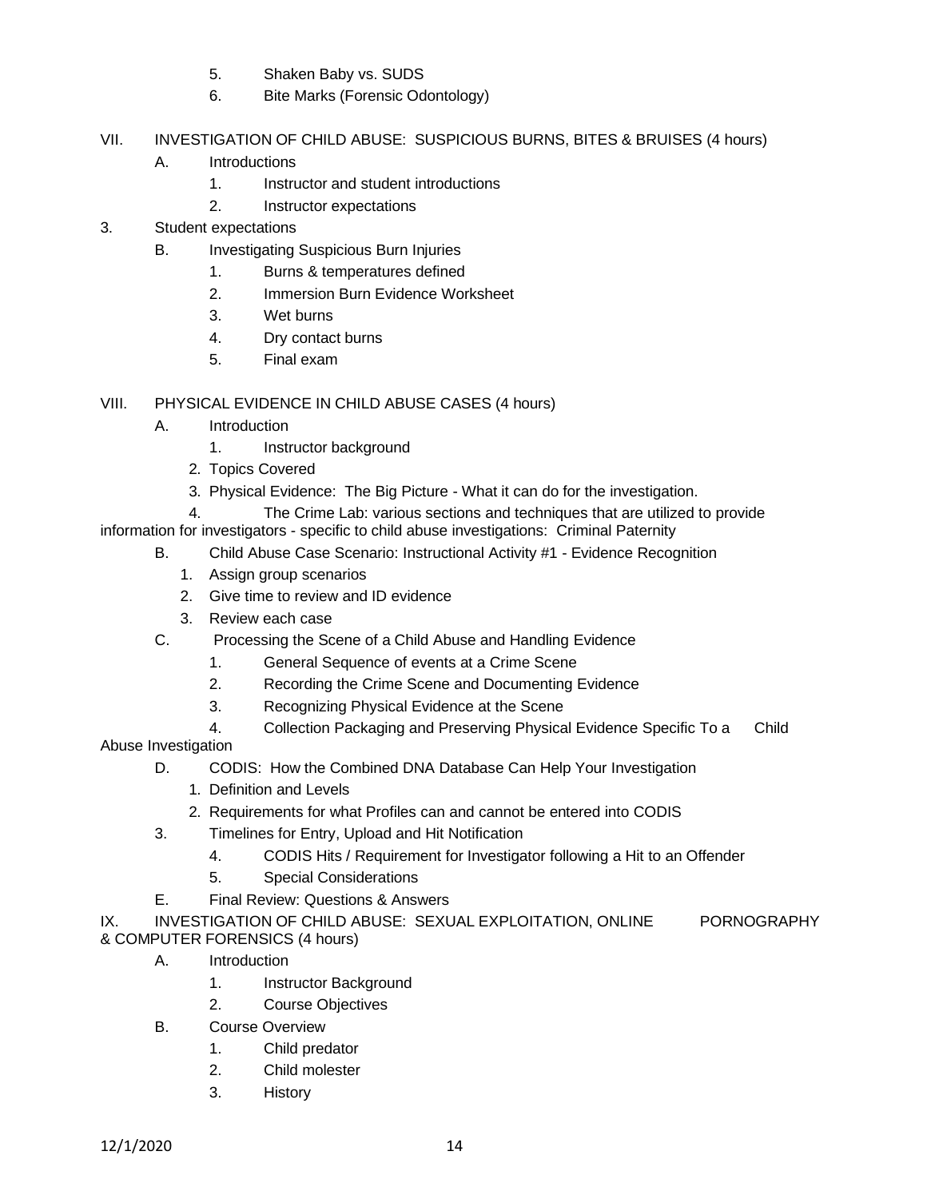5. Shaken Baby vs. SUDS
6. Bite Marks (Forensic Odontology)

VII. INVESTIGATION OF CHILD ABUSE: SUSPICIOUS BURNS, BITES & BRUISES (4 hours)

A. Introductions
1. Instructor and student introductions
2. Instructor expectations

3. Student expectations

B. Investigating Suspicious Burn Injuries
1. Burns & temperatures defined
2. Immersion Burn Evidence Worksheet
3. Wet burns
4. Dry contact burns
5. Final exam

VIII. PHYSICAL EVIDENCE IN CHILD ABUSE CASES (4 hours)

A. Introduction
1. Instructor background
2. Topics Covered
3. Physical Evidence: The Big Picture - What it can do for the investigation.
4. The Crime Lab: various sections and techniques that are utilized to provide information for investigators - specific to child abuse investigations: Criminal Paternity

B. Child Abuse Case Scenario: Instructional Activity #1 - Evidence Recognition
1. Assign group scenarios
2. Give time to review and ID evidence
3. Review each case

C. Processing the Scene of a Child Abuse and Handling Evidence
1. General Sequence of events at a Crime Scene
2. Recording the Crime Scene and Documenting Evidence
3. Recognizing Physical Evidence at the Scene
4. Collection Packaging and Preserving Physical Evidence Specific To a Child Abuse Investigation

D. CODIS: How the Combined DNA Database Can Help Your Investigation
1. Definition and Levels
2. Requirements for what Profiles can and cannot be entered into CODIS
3. Timelines for Entry, Upload and Hit Notification
4. CODIS Hits / Requirement for Investigator following a Hit to an Offender
5. Special Considerations

E. Final Review: Questions & Answers

IX. INVESTIGATION OF CHILD ABUSE: SEXUAL EXPLOITATION, ONLINE PORNOGRAPHY & COMPUTER FORENSICS (4 hours)

A. Introduction
1. Instructor Background
2. Course Objectives

B. Course Overview
1. Child predator
2. Child molester
3. History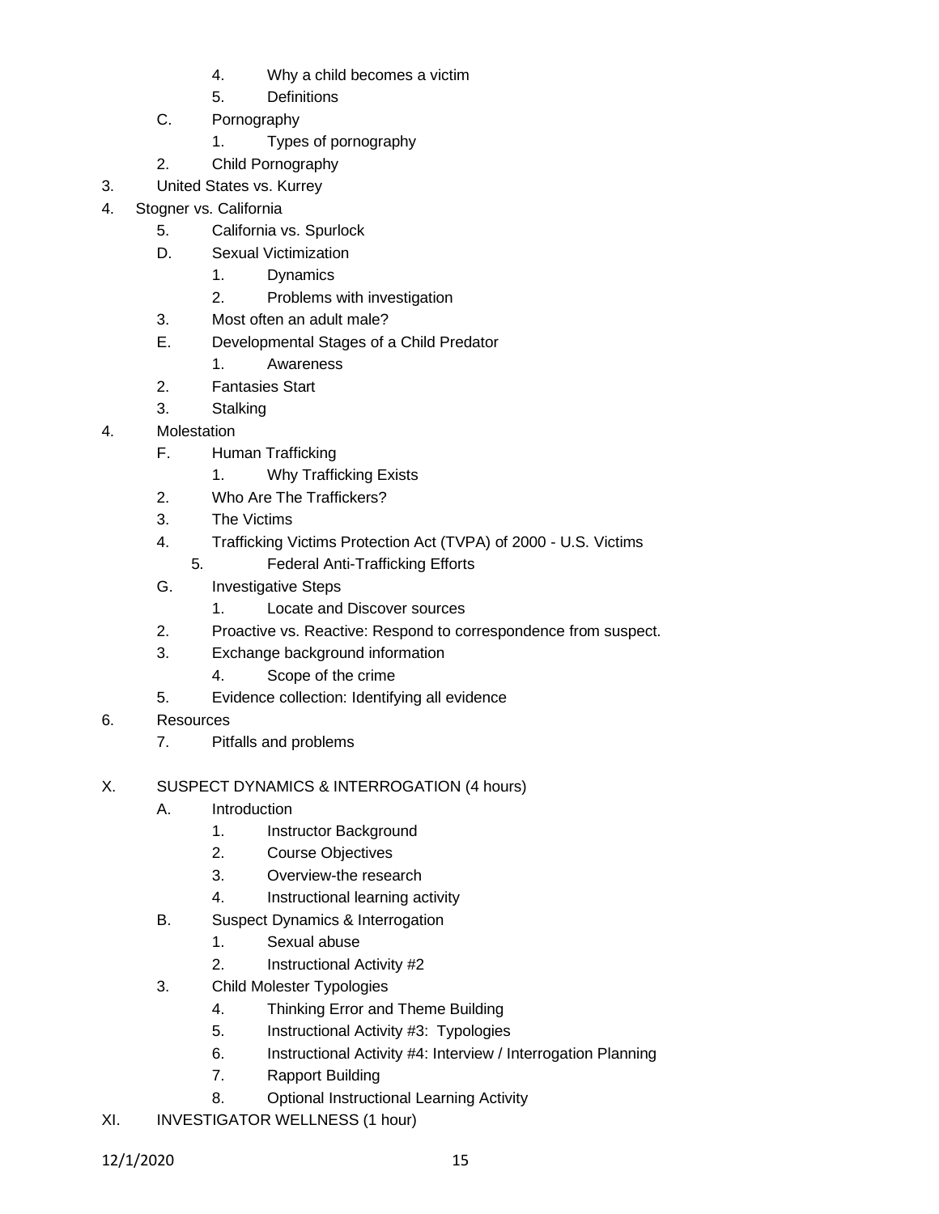4. Why a child becomes a victim
5. Definitions

C. Pornography
1. Types of pornography
2. Child Pornography
3. United States vs. Kurrey
4. Stogner vs. California
5. California vs. Spurlock

D. Sexual Victimization
1. Dynamics
2. Problems with investigation
3. Most often an adult male?

E. Developmental Stages of a Child Predator
1. Awareness
2. Fantasies Start
3. Stalking
4. Molestation

F. Human Trafficking
1. Why Trafficking Exists
2. Who Are The Traffickers?
3. The Victims
4. Trafficking Victims Protection Act (TVPA) of 2000 - U.S. Victims
5. Federal Anti-Trafficking Efforts

G. Investigative Steps
1. Locate and Discover sources
2. Proactive vs. Reactive: Respond to correspondence from suspect.
3. Exchange background information
4. Scope of the crime
5. Evidence collection: Identifying all evidence
6. Resources
7. Pitfalls and problems

X. SUSPECT DYNAMICS & INTERROGATION (4 hours)

A. Introduction
1. Instructor Background
2. Course Objectives
3. Overview-the research
4. Instructional learning activity

B. Suspect Dynamics & Interrogation
1. Sexual abuse
2. Instructional Activity #2
3. Child Molester Typologies
4. Thinking Error and Theme Building
5. Instructional Activity #3: Typologies
6. Instructional Activity #4: Interview / Interrogation Planning
7. Rapport Building
8. Optional Instructional Learning Activity

XI. INVESTIGATOR WELLNESS (1 hour)

12/1/2020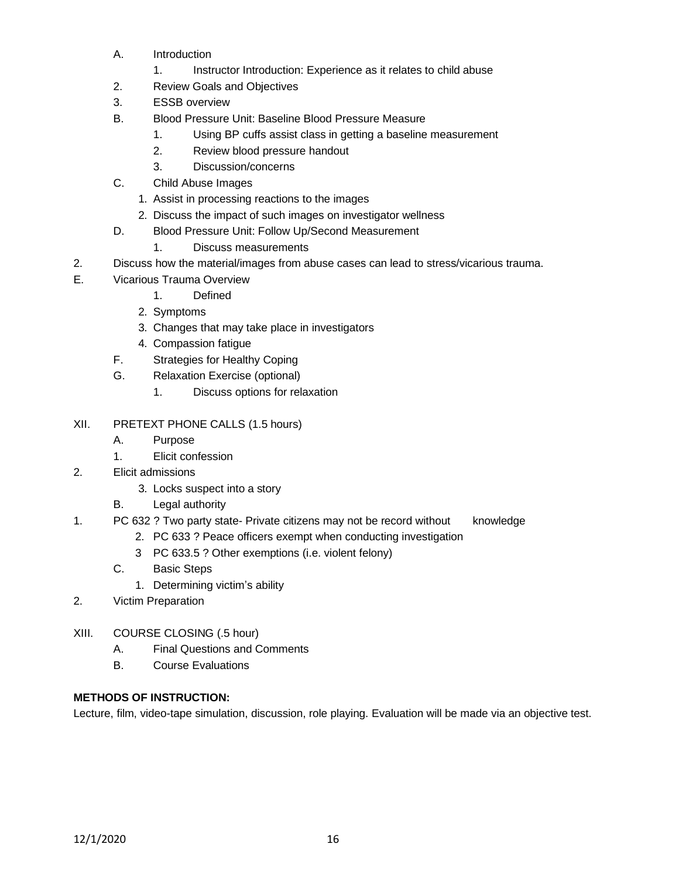- A. Introduction
    1. Instructor Introduction: Experience as it relates to child abuse
  2. Review Goals and Objectives
  3. ESSB overview
- B. Blood Pressure Unit: Baseline Blood Pressure Measure
    1. Using BP cuffs assist class in getting a baseline measurement
    2. Review blood pressure handout
    3. Discussion/concerns
- C. Child Abuse Images
    1. Assist in processing reactions to the images
    2. Discuss the impact of such images on investigator wellness
- D. Blood Pressure Unit: Follow Up/Second Measurement
    1. Discuss measurements

2. Discuss how the material/images from abuse cases can lead to stress/vicarious trauma.

E. Vicarious Trauma Overview
   1. Defined
   2. Symptoms
   3. Changes that may take place in investigators
   4. Compassion fatigue

- F. Strategies for Healthy Coping
- G. Relaxation Exercise (optional)
    1. Discuss options for relaxation

XII. PRETEXT PHONE CALLS (1.5 hours)

- A. Purpose
  1. Elicit confession

2. Elicit admissions
   3. Locks suspect into a story

- B. Legal authority

1. PC 632 ? Two party state- Private citizens may not be record without knowledge
   2. PC 633 ? Peace officers exempt when conducting investigation
   3 PC 633.5 ? Other exemptions (i.e. violent felony)

- C. Basic Steps
    1. Determining victim's ability

2. Victim Preparation

XIII. COURSE CLOSING (.5 hour)

- A. Final Questions and Comments
- B. Course Evaluations

**METHODS OF INSTRUCTION:**

Lecture, film, video-tape simulation, discussion, role playing. Evaluation will be made via an objective test.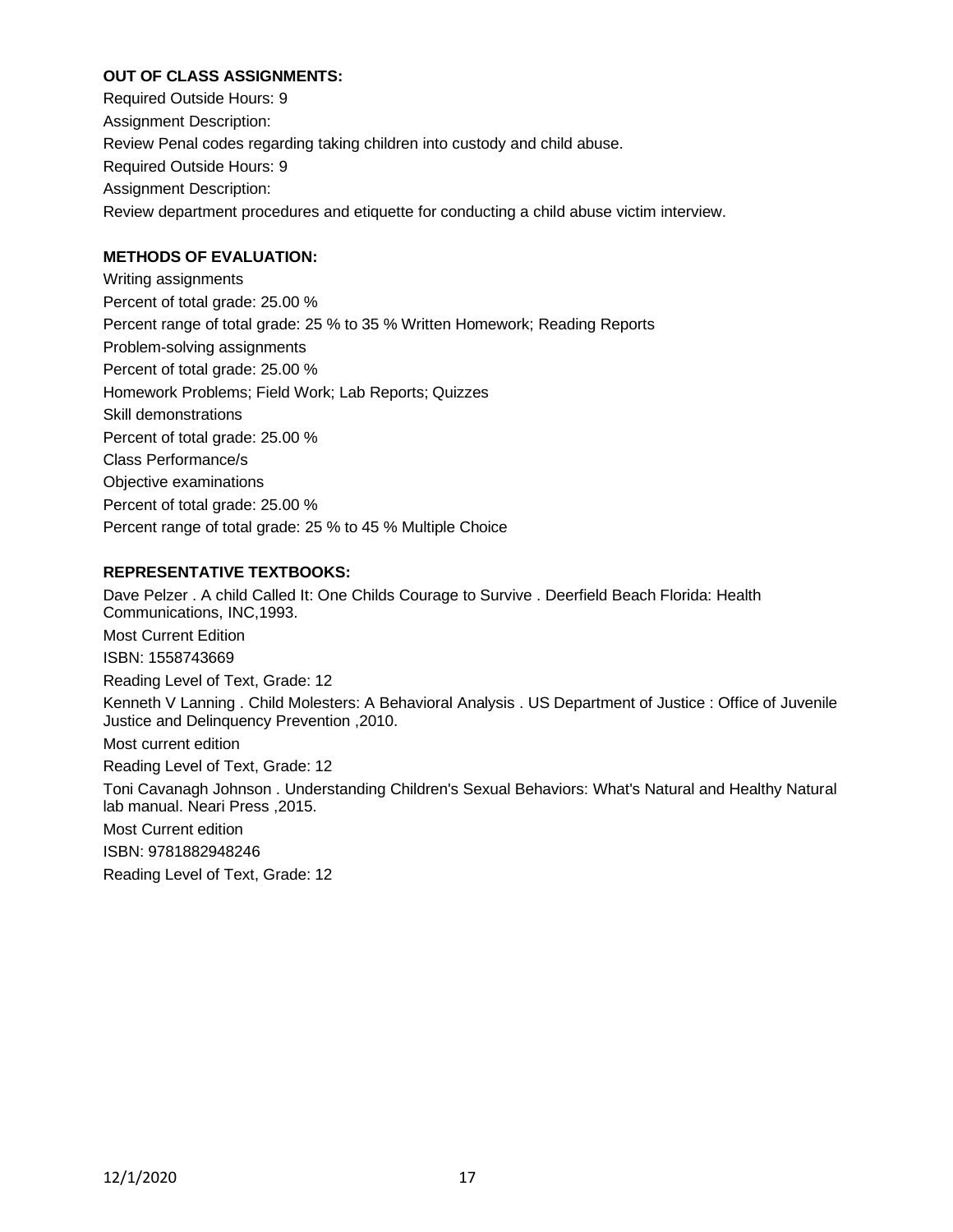**OUT OF CLASS ASSIGNMENTS:**

Required Outside Hours: 9

Assignment Description:

Review Penal codes regarding taking children into custody and child abuse.

Required Outside Hours: 9

Assignment Description:

Review department procedures and etiquette for conducting a child abuse victim interview.

**METHODS OF EVALUATION:**

Writing assignments

Percent of total grade: 25.00 %

Percent range of total grade: 25 % to 35 % Written Homework; Reading Reports

Problem-solving assignments

Percent of total grade: 25.00 %

Homework Problems; Field Work; Lab Reports; Quizzes

Skill demonstrations

Percent of total grade: 25.00 %

Class Performance/s

Objective examinations

Percent of total grade: 25.00 %

Percent range of total grade: 25 % to 45 % Multiple Choice

**REPRESENTATIVE TEXTBOOKS:**

Dave Pelzer . A child Called It: One Childs Courage to Survive . Deerfield Beach Florida: Health Communications, INC,1993.

Most Current Edition

ISBN: 1558743669

Reading Level of Text, Grade: 12

Kenneth V Lanning . Child Molesters: A Behavioral Analysis . US Department of Justice : Office of Juvenile Justice and Delinquency Prevention ,2010.

Most current edition

Reading Level of Text, Grade: 12

Toni Cavanagh Johnson . Understanding Children's Sexual Behaviors: What's Natural and Healthy Natural lab manual. Neari Press ,2015.

Most Current edition

ISBN: 9781882948246

Reading Level of Text, Grade: 12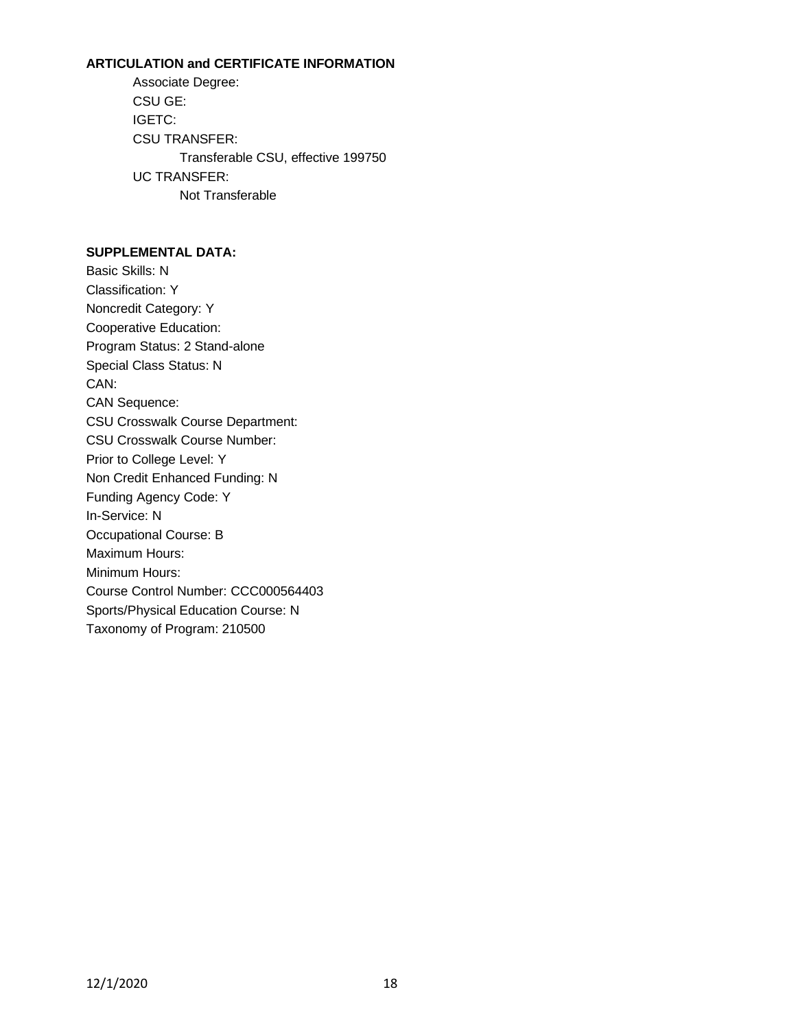**ARTICULATION and CERTIFICATE INFORMATION**

Associate Degree:

CSU GE:

IGETC:

CSU TRANSFER:

Transferable CSU, effective 199750

UC TRANSFER:

Not Transferable

**SUPPLEMENTAL DATA:**

Basic Skills: N

Classification: Y

Noncredit Category: Y

Cooperative Education:

Program Status: 2 Stand-alone

Special Class Status: N

CAN:

CAN Sequence:

CSU Crosswalk Course Department:

CSU Crosswalk Course Number:

Prior to College Level: Y

Non Credit Enhanced Funding: N

Funding Agency Code: Y

In-Service: N

Occupational Course: B

Maximum Hours:

Minimum Hours:

Course Control Number: CCC000564403

Sports/Physical Education Course: N

Taxonomy of Program: 210500